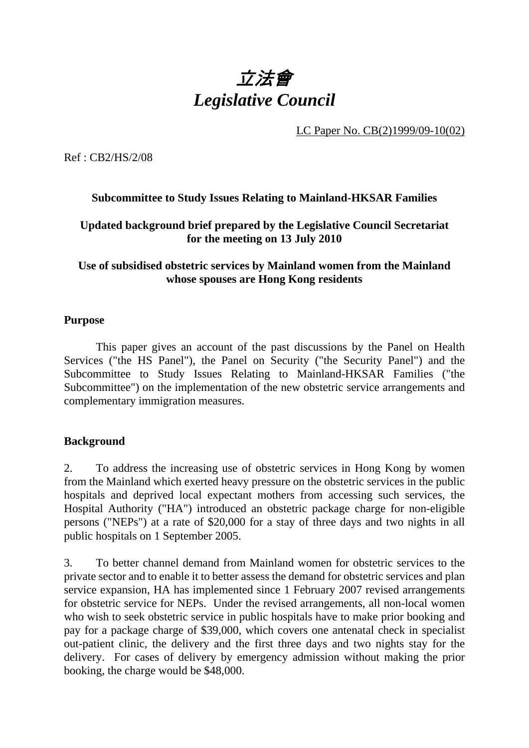# *立法會*
# *Legislative Council*

LC Paper No. CB(2)1999/09-10(02)

Ref : CB2/HS/2/08

**Subcommittee to Study Issues Relating to Mainland-HKSAR Families**

**Updated background brief prepared by the Legislative Council Secretariat for the meeting on 13 July 2010**

**Use of subsidised obstetric services by Mainland women from the Mainland whose spouses are Hong Kong residents**

## Purpose

This paper gives an account of the past discussions by the Panel on Health Services ("the HS Panel"), the Panel on Security ("the Security Panel") and the Subcommittee to Study Issues Relating to Mainland-HKSAR Families ("the Subcommittee") on the implementation of the new obstetric service arrangements and complementary immigration measures.

## Background

2. To address the increasing use of obstetric services in Hong Kong by women from the Mainland which exerted heavy pressure on the obstetric services in the public hospitals and deprived local expectant mothers from accessing such services, the Hospital Authority ("HA") introduced an obstetric package charge for non-eligible persons ("NEPs") at a rate of $20,000 for a stay of three days and two nights in all public hospitals on 1 September 2005.

3. To better channel demand from Mainland women for obstetric services to the private sector and to enable it to better assess the demand for obstetric services and plan service expansion, HA has implemented since 1 February 2007 revised arrangements for obstetric service for NEPs. Under the revised arrangements, all non-local women who wish to seek obstetric service in public hospitals have to make prior booking and pay for a package charge of $39,000, which covers one antenatal check in specialist out-patient clinic, the delivery and the first three days and two nights stay for the delivery. For cases of delivery by emergency admission without making the prior booking, the charge would be $48,000.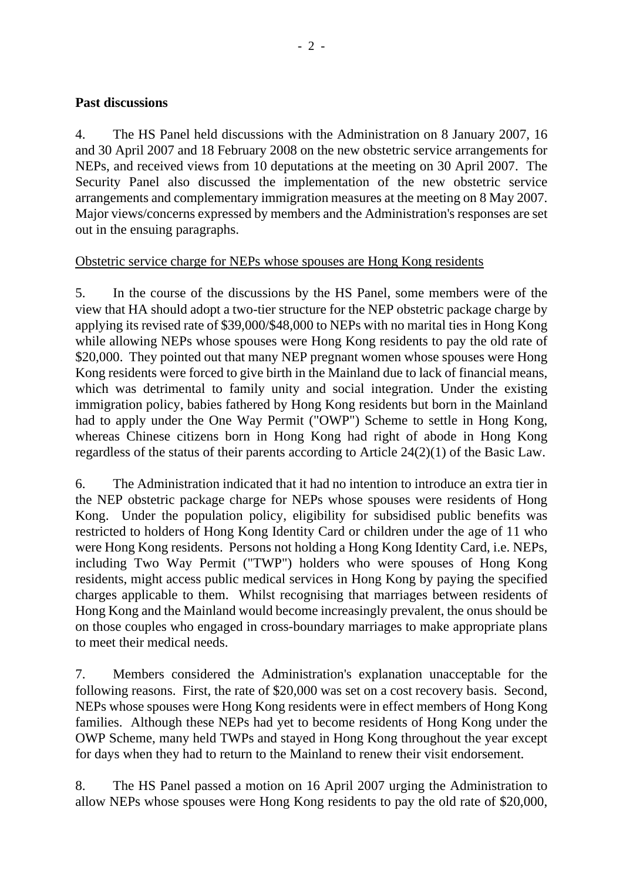**Past discussions**

4. The HS Panel held discussions with the Administration on 8 January 2007, 16 and 30 April 2007 and 18 February 2008 on the new obstetric service arrangements for NEPs, and received views from 10 deputations at the meeting on 30 April 2007. The Security Panel also discussed the implementation of the new obstetric service arrangements and complementary immigration measures at the meeting on 8 May 2007. Major views/concerns expressed by members and the Administration's responses are set out in the ensuing paragraphs.

Obstetric service charge for NEPs whose spouses are Hong Kong residents

5. In the course of the discussions by the HS Panel, some members were of the view that HA should adopt a two-tier structure for the NEP obstetric package charge by applying its revised rate of $39,000/$48,000 to NEPs with no marital ties in Hong Kong while allowing NEPs whose spouses were Hong Kong residents to pay the old rate of $20,000. They pointed out that many NEP pregnant women whose spouses were Hong Kong residents were forced to give birth in the Mainland due to lack of financial means, which was detrimental to family unity and social integration. Under the existing immigration policy, babies fathered by Hong Kong residents but born in the Mainland had to apply under the One Way Permit ("OWP") Scheme to settle in Hong Kong, whereas Chinese citizens born in Hong Kong had right of abode in Hong Kong regardless of the status of their parents according to Article 24(2)(1) of the Basic Law.

6. The Administration indicated that it had no intention to introduce an extra tier in the NEP obstetric package charge for NEPs whose spouses were residents of Hong Kong. Under the population policy, eligibility for subsidised public benefits was restricted to holders of Hong Kong Identity Card or children under the age of 11 who were Hong Kong residents. Persons not holding a Hong Kong Identity Card, i.e. NEPs, including Two Way Permit ("TWP") holders who were spouses of Hong Kong residents, might access public medical services in Hong Kong by paying the specified charges applicable to them. Whilst recognising that marriages between residents of Hong Kong and the Mainland would become increasingly prevalent, the onus should be on those couples who engaged in cross-boundary marriages to make appropriate plans to meet their medical needs.

7. Members considered the Administration's explanation unacceptable for the following reasons. First, the rate of $20,000 was set on a cost recovery basis. Second, NEPs whose spouses were Hong Kong residents were in effect members of Hong Kong families. Although these NEPs had yet to become residents of Hong Kong under the OWP Scheme, many held TWPs and stayed in Hong Kong throughout the year except for days when they had to return to the Mainland to renew their visit endorsement.

8. The HS Panel passed a motion on 16 April 2007 urging the Administration to allow NEPs whose spouses were Hong Kong residents to pay the old rate of $20,000,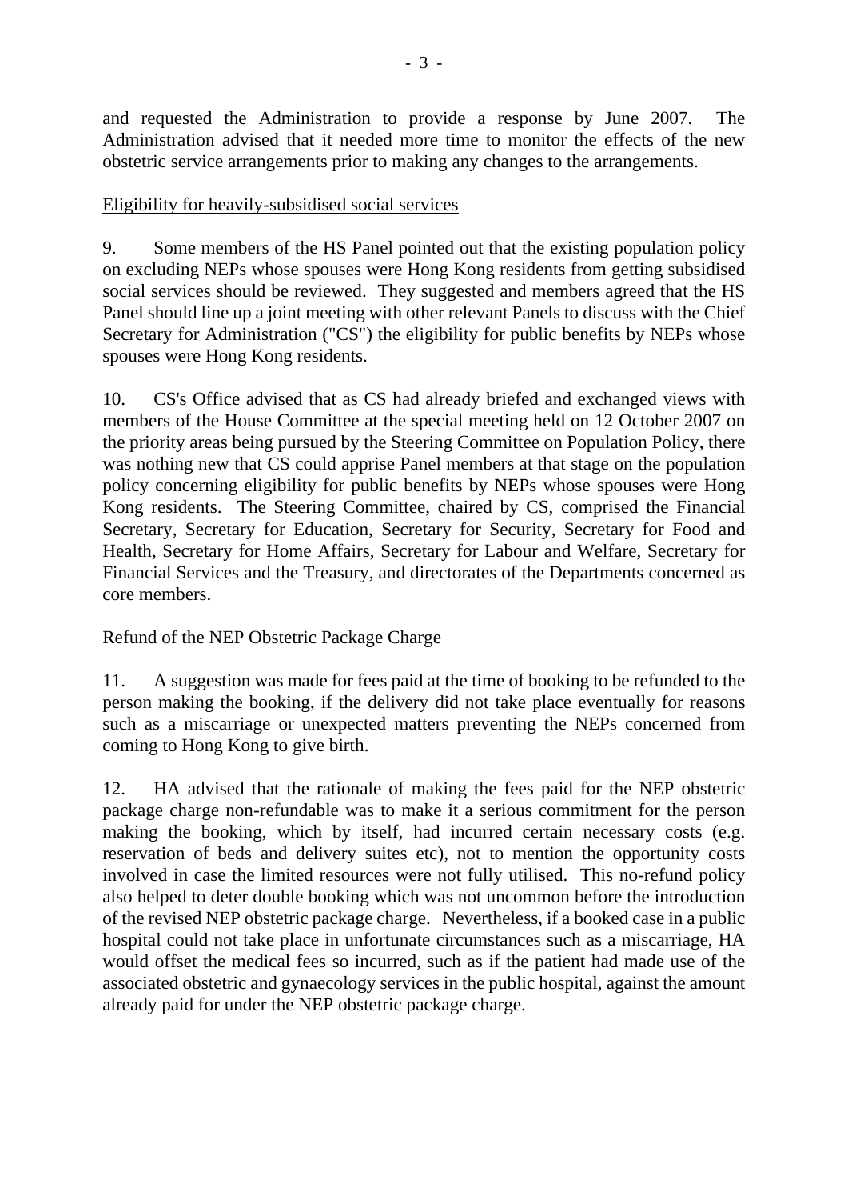and requested the Administration to provide a response by June 2007. The Administration advised that it needed more time to monitor the effects of the new obstetric service arrangements prior to making any changes to the arrangements.

<u>Eligibility for heavily-subsidised social services</u>

9. Some members of the HS Panel pointed out that the existing population policy on excluding NEPs whose spouses were Hong Kong residents from getting subsidised social services should be reviewed. They suggested and members agreed that the HS Panel should line up a joint meeting with other relevant Panels to discuss with the Chief Secretary for Administration ("CS") the eligibility for public benefits by NEPs whose spouses were Hong Kong residents.

10. CS's Office advised that as CS had already briefed and exchanged views with members of the House Committee at the special meeting held on 12 October 2007 on the priority areas being pursued by the Steering Committee on Population Policy, there was nothing new that CS could apprise Panel members at that stage on the population policy concerning eligibility for public benefits by NEPs whose spouses were Hong Kong residents. The Steering Committee, chaired by CS, comprised the Financial Secretary, Secretary for Education, Secretary for Security, Secretary for Food and Health, Secretary for Home Affairs, Secretary for Labour and Welfare, Secretary for Financial Services and the Treasury, and directorates of the Departments concerned as core members.

<u>Refund of the NEP Obstetric Package Charge</u>

11. A suggestion was made for fees paid at the time of booking to be refunded to the person making the booking, if the delivery did not take place eventually for reasons such as a miscarriage or unexpected matters preventing the NEPs concerned from coming to Hong Kong to give birth.

12. HA advised that the rationale of making the fees paid for the NEP obstetric package charge non-refundable was to make it a serious commitment for the person making the booking, which by itself, had incurred certain necessary costs (e.g. reservation of beds and delivery suites etc), not to mention the opportunity costs involved in case the limited resources were not fully utilised. This no-refund policy also helped to deter double booking which was not uncommon before the introduction of the revised NEP obstetric package charge. Nevertheless, if a booked case in a public hospital could not take place in unfortunate circumstances such as a miscarriage, HA would offset the medical fees so incurred, such as if the patient had made use of the associated obstetric and gynaecology services in the public hospital, against the amount already paid for under the NEP obstetric package charge.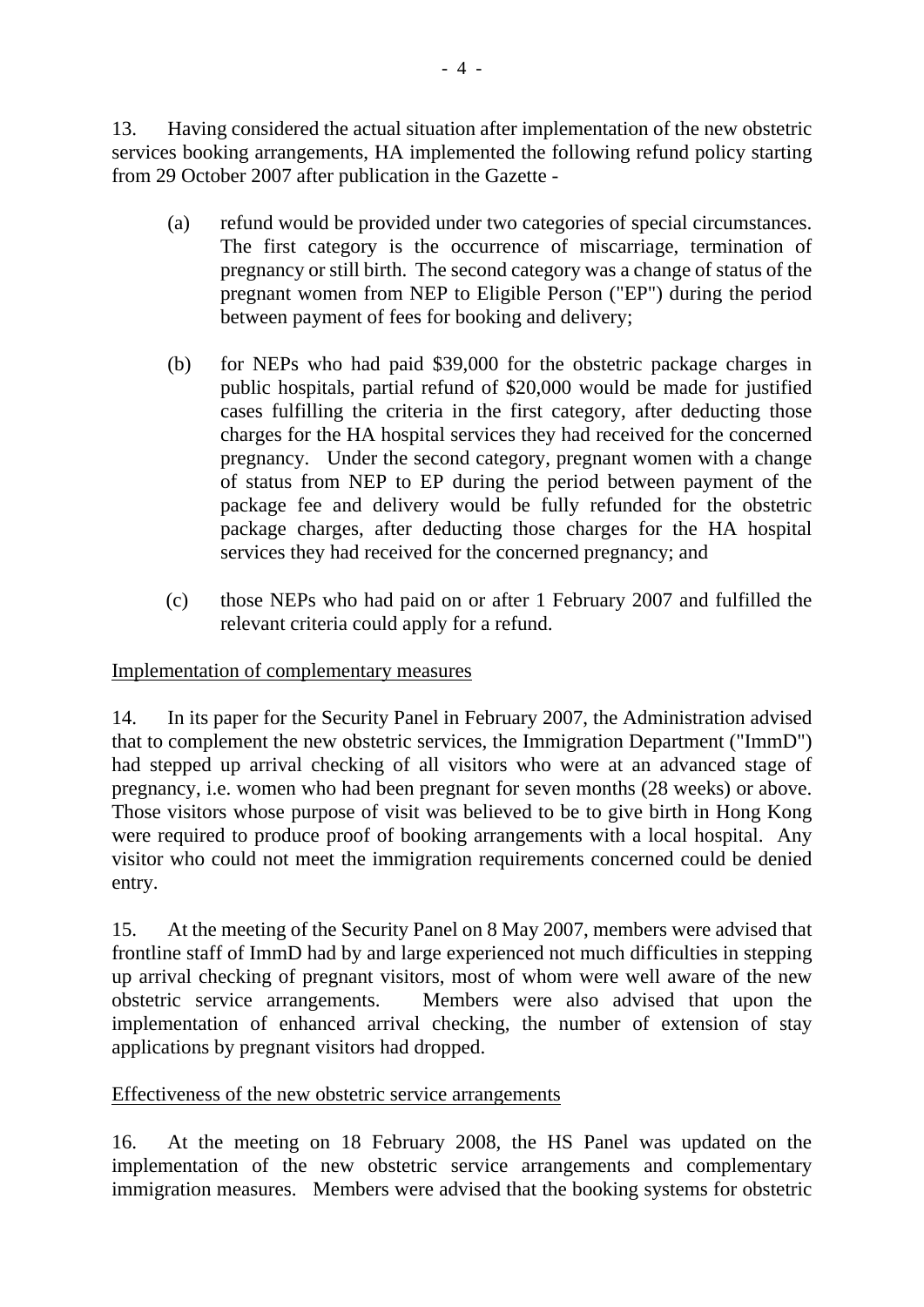13. Having considered the actual situation after implementation of the new obstetric services booking arrangements, HA implemented the following refund policy starting from 29 October 2007 after publication in the Gazette -

(a) refund would be provided under two categories of special circumstances. The first category is the occurrence of miscarriage, termination of pregnancy or still birth. The second category was a change of status of the pregnant women from NEP to Eligible Person ("EP") during the period between payment of fees for booking and delivery;

(b) for NEPs who had paid $39,000 for the obstetric package charges in public hospitals, partial refund of $20,000 would be made for justified cases fulfilling the criteria in the first category, after deducting those charges for the HA hospital services they had received for the concerned pregnancy. Under the second category, pregnant women with a change of status from NEP to EP during the period between payment of the package fee and delivery would be fully refunded for the obstetric package charges, after deducting those charges for the HA hospital services they had received for the concerned pregnancy; and

(c) those NEPs who had paid on or after 1 February 2007 and fulfilled the relevant criteria could apply for a refund.

Implementation of complementary measures

14. In its paper for the Security Panel in February 2007, the Administration advised that to complement the new obstetric services, the Immigration Department ("ImmD") had stepped up arrival checking of all visitors who were at an advanced stage of pregnancy, i.e. women who had been pregnant for seven months (28 weeks) or above. Those visitors whose purpose of visit was believed to be to give birth in Hong Kong were required to produce proof of booking arrangements with a local hospital. Any visitor who could not meet the immigration requirements concerned could be denied entry.

15. At the meeting of the Security Panel on 8 May 2007, members were advised that frontline staff of ImmD had by and large experienced not much difficulties in stepping up arrival checking of pregnant visitors, most of whom were well aware of the new obstetric service arrangements. Members were also advised that upon the implementation of enhanced arrival checking, the number of extension of stay applications by pregnant visitors had dropped.

Effectiveness of the new obstetric service arrangements

16. At the meeting on 18 February 2008, the HS Panel was updated on the implementation of the new obstetric service arrangements and complementary immigration measures. Members were advised that the booking systems for obstetric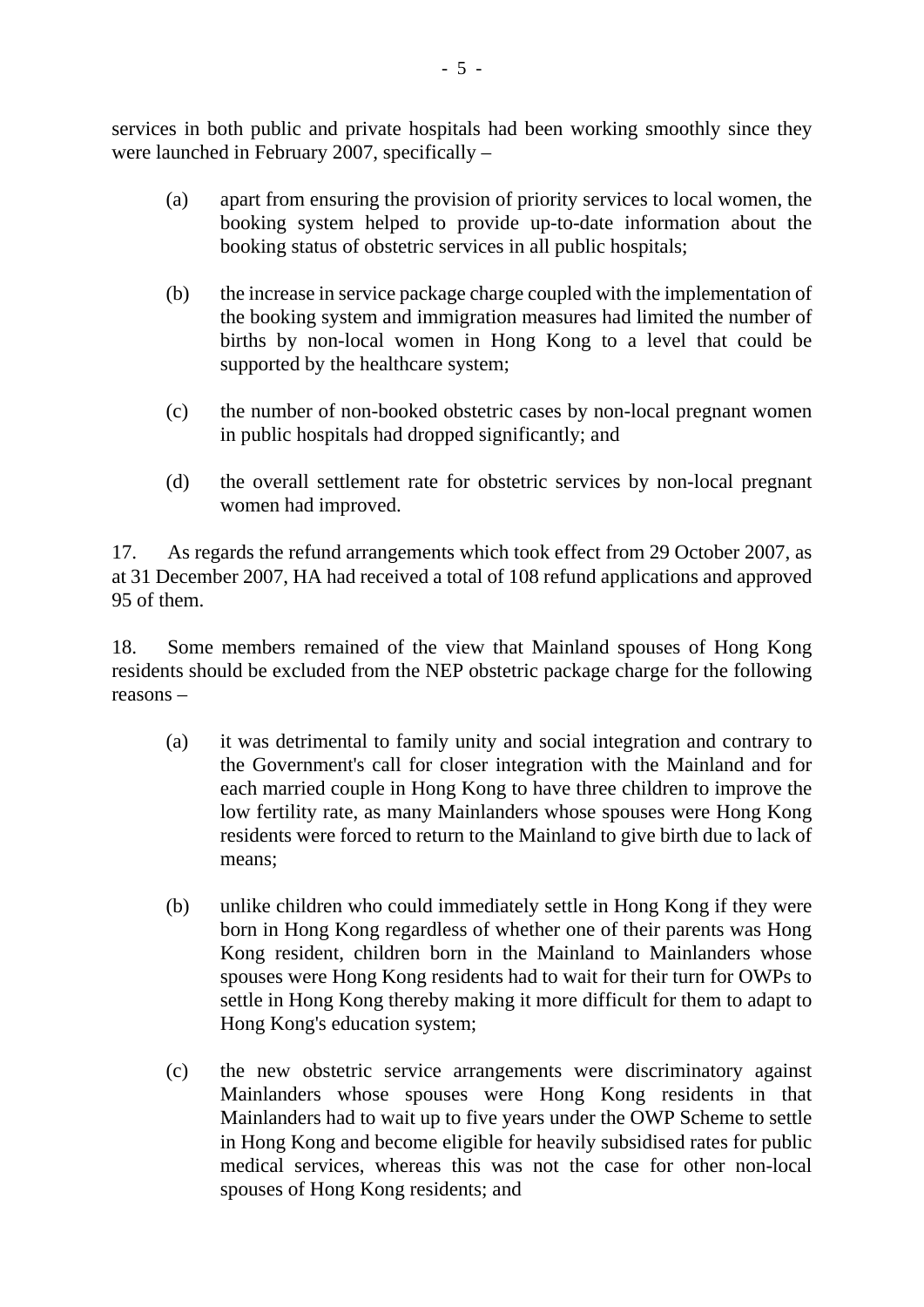services in both public and private hospitals had been working smoothly since they were launched in February 2007, specifically –

(a) apart from ensuring the provision of priority services to local women, the booking system helped to provide up-to-date information about the booking status of obstetric services in all public hospitals;

(b) the increase in service package charge coupled with the implementation of the booking system and immigration measures had limited the number of births by non-local women in Hong Kong to a level that could be supported by the healthcare system;

(c) the number of non-booked obstetric cases by non-local pregnant women in public hospitals had dropped significantly; and

(d) the overall settlement rate for obstetric services by non-local pregnant women had improved.

17. As regards the refund arrangements which took effect from 29 October 2007, as at 31 December 2007, HA had received a total of 108 refund applications and approved 95 of them.

18. Some members remained of the view that Mainland spouses of Hong Kong residents should be excluded from the NEP obstetric package charge for the following reasons –

(a) it was detrimental to family unity and social integration and contrary to the Government's call for closer integration with the Mainland and for each married couple in Hong Kong to have three children to improve the low fertility rate, as many Mainlanders whose spouses were Hong Kong residents were forced to return to the Mainland to give birth due to lack of means;

(b) unlike children who could immediately settle in Hong Kong if they were born in Hong Kong regardless of whether one of their parents was Hong Kong resident, children born in the Mainland to Mainlanders whose spouses were Hong Kong residents had to wait for their turn for OWPs to settle in Hong Kong thereby making it more difficult for them to adapt to Hong Kong's education system;

(c) the new obstetric service arrangements were discriminatory against Mainlanders whose spouses were Hong Kong residents in that Mainlanders had to wait up to five years under the OWP Scheme to settle in Hong Kong and become eligible for heavily subsidised rates for public medical services, whereas this was not the case for other non-local spouses of Hong Kong residents; and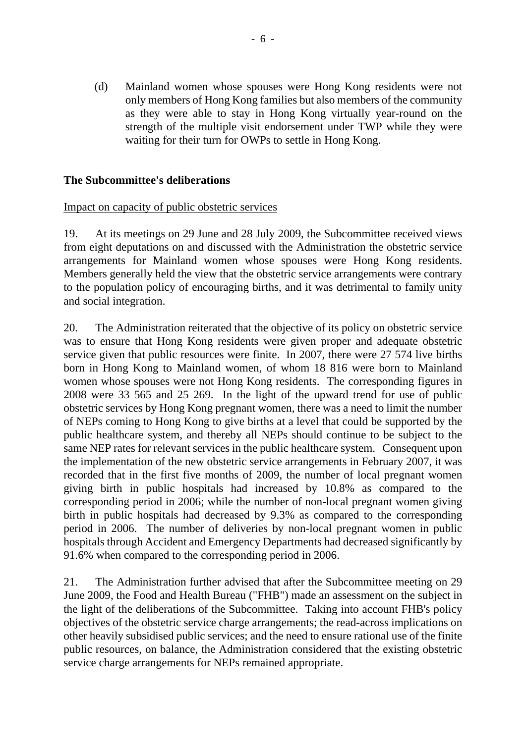(d) Mainland women whose spouses were Hong Kong residents were not only members of Hong Kong families but also members of the community as they were able to stay in Hong Kong virtually year-round on the strength of the multiple visit endorsement under TWP while they were waiting for their turn for OWPs to settle in Hong Kong.

**The Subcommittee's deliberations**

Impact on capacity of public obstetric services

19. At its meetings on 29 June and 28 July 2009, the Subcommittee received views from eight deputations on and discussed with the Administration the obstetric service arrangements for Mainland women whose spouses were Hong Kong residents. Members generally held the view that the obstetric service arrangements were contrary to the population policy of encouraging births, and it was detrimental to family unity and social integration.

20. The Administration reiterated that the objective of its policy on obstetric service was to ensure that Hong Kong residents were given proper and adequate obstetric service given that public resources were finite. In 2007, there were 27 574 live births born in Hong Kong to Mainland women, of whom 18 816 were born to Mainland women whose spouses were not Hong Kong residents. The corresponding figures in 2008 were 33 565 and 25 269. In the light of the upward trend for use of public obstetric services by Hong Kong pregnant women, there was a need to limit the number of NEPs coming to Hong Kong to give births at a level that could be supported by the public healthcare system, and thereby all NEPs should continue to be subject to the same NEP rates for relevant services in the public healthcare system. Consequent upon the implementation of the new obstetric service arrangements in February 2007, it was recorded that in the first five months of 2009, the number of local pregnant women giving birth in public hospitals had increased by 10.8% as compared to the corresponding period in 2006; while the number of non-local pregnant women giving birth in public hospitals had decreased by 9.3% as compared to the corresponding period in 2006. The number of deliveries by non-local pregnant women in public hospitals through Accident and Emergency Departments had decreased significantly by 91.6% when compared to the corresponding period in 2006.

21. The Administration further advised that after the Subcommittee meeting on 29 June 2009, the Food and Health Bureau ("FHB") made an assessment on the subject in the light of the deliberations of the Subcommittee. Taking into account FHB's policy objectives of the obstetric service charge arrangements; the read-across implications on other heavily subsidised public services; and the need to ensure rational use of the finite public resources, on balance, the Administration considered that the existing obstetric service charge arrangements for NEPs remained appropriate.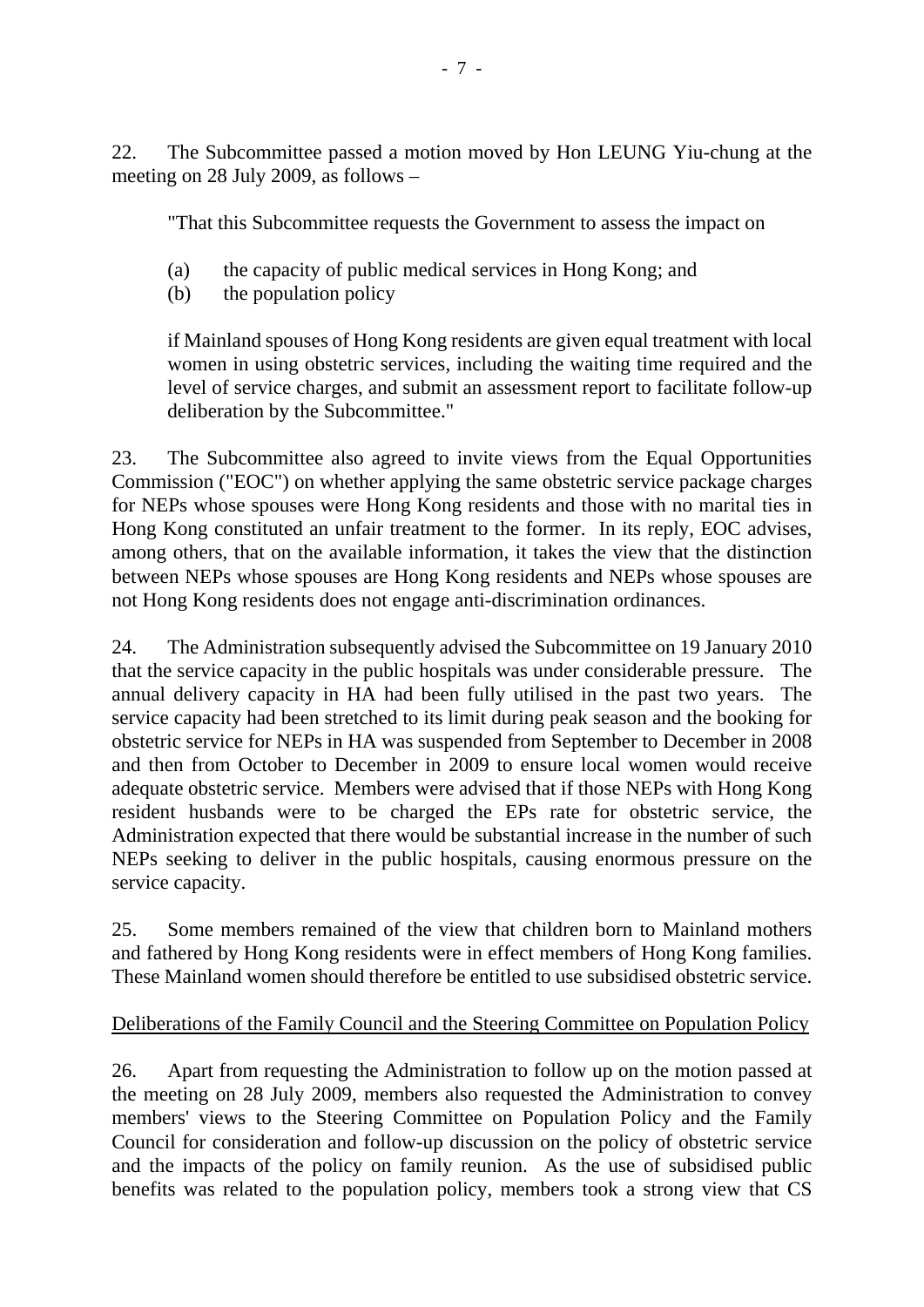22. The Subcommittee passed a motion moved by Hon LEUNG Yiu-chung at the meeting on 28 July 2009, as follows –

> "That this Subcommittee requests the Government to assess the impact on
>
> (a) the capacity of public medical services in Hong Kong; and
> (b) the population policy
>
> if Mainland spouses of Hong Kong residents are given equal treatment with local women in using obstetric services, including the waiting time required and the level of service charges, and submit an assessment report to facilitate follow-up deliberation by the Subcommittee."

23. The Subcommittee also agreed to invite views from the Equal Opportunities Commission ("EOC") on whether applying the same obstetric service package charges for NEPs whose spouses were Hong Kong residents and those with no marital ties in Hong Kong constituted an unfair treatment to the former. In its reply, EOC advises, among others, that on the available information, it takes the view that the distinction between NEPs whose spouses are Hong Kong residents and NEPs whose spouses are not Hong Kong residents does not engage anti-discrimination ordinances.

24. The Administration subsequently advised the Subcommittee on 19 January 2010 that the service capacity in the public hospitals was under considerable pressure. The annual delivery capacity in HA had been fully utilised in the past two years. The service capacity had been stretched to its limit during peak season and the booking for obstetric service for NEPs in HA was suspended from September to December in 2008 and then from October to December in 2009 to ensure local women would receive adequate obstetric service. Members were advised that if those NEPs with Hong Kong resident husbands were to be charged the EPs rate for obstetric service, the Administration expected that there would be substantial increase in the number of such NEPs seeking to deliver in the public hospitals, causing enormous pressure on the service capacity.

25. Some members remained of the view that children born to Mainland mothers and fathered by Hong Kong residents were in effect members of Hong Kong families. These Mainland women should therefore be entitled to use subsidised obstetric service.

<u>Deliberations of the Family Council and the Steering Committee on Population Policy</u>

26. Apart from requesting the Administration to follow up on the motion passed at the meeting on 28 July 2009, members also requested the Administration to convey members' views to the Steering Committee on Population Policy and the Family Council for consideration and follow-up discussion on the policy of obstetric service and the impacts of the policy on family reunion. As the use of subsidised public benefits was related to the population policy, members took a strong view that CS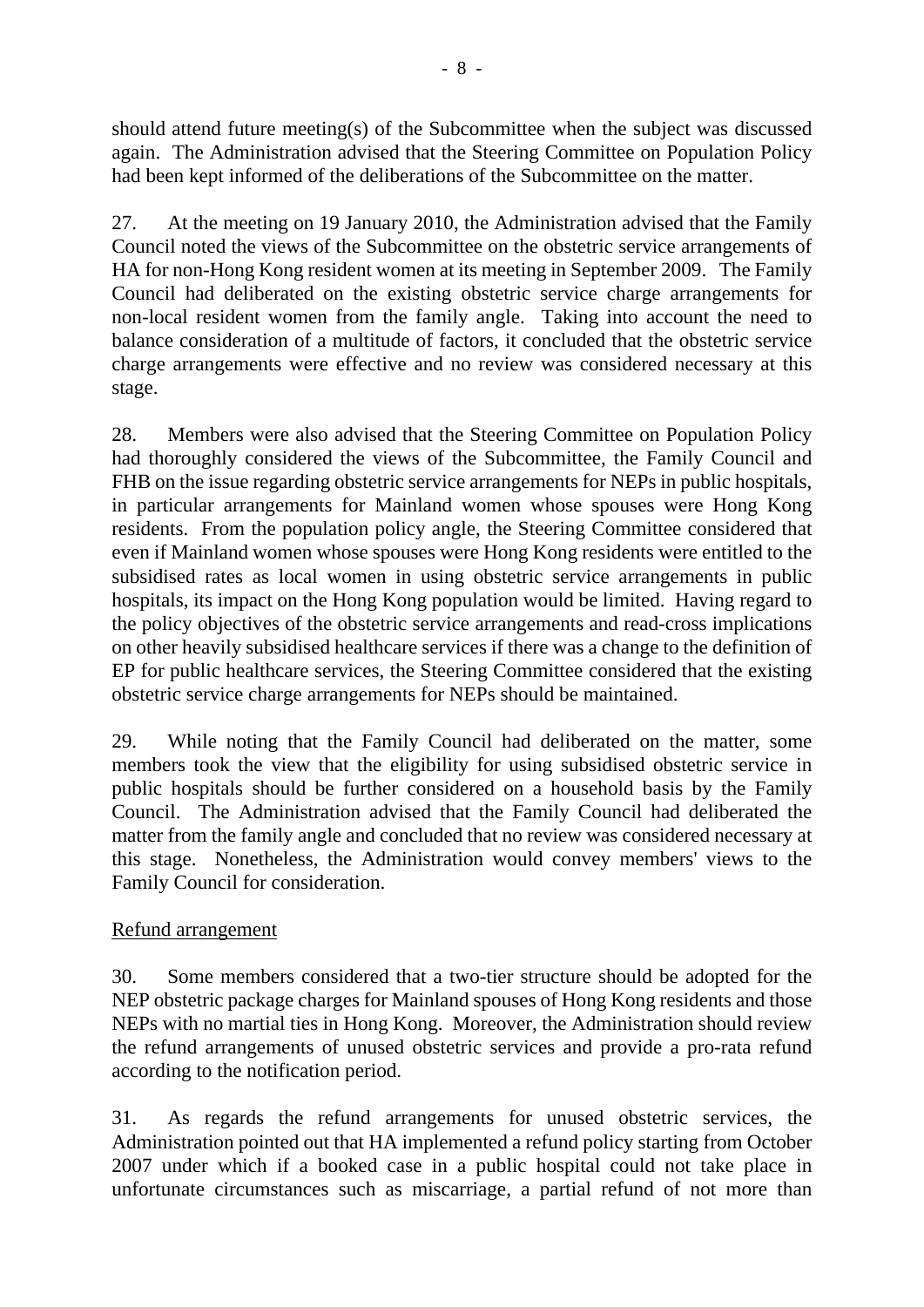should attend future meeting(s) of the Subcommittee when the subject was discussed again. The Administration advised that the Steering Committee on Population Policy had been kept informed of the deliberations of the Subcommittee on the matter.

27. At the meeting on 19 January 2010, the Administration advised that the Family Council noted the views of the Subcommittee on the obstetric service arrangements of HA for non-Hong Kong resident women at its meeting in September 2009. The Family Council had deliberated on the existing obstetric service charge arrangements for non-local resident women from the family angle. Taking into account the need to balance consideration of a multitude of factors, it concluded that the obstetric service charge arrangements were effective and no review was considered necessary at this stage.

28. Members were also advised that the Steering Committee on Population Policy had thoroughly considered the views of the Subcommittee, the Family Council and FHB on the issue regarding obstetric service arrangements for NEPs in public hospitals, in particular arrangements for Mainland women whose spouses were Hong Kong residents. From the population policy angle, the Steering Committee considered that even if Mainland women whose spouses were Hong Kong residents were entitled to the subsidised rates as local women in using obstetric service arrangements in public hospitals, its impact on the Hong Kong population would be limited. Having regard to the policy objectives of the obstetric service arrangements and read-cross implications on other heavily subsidised healthcare services if there was a change to the definition of EP for public healthcare services, the Steering Committee considered that the existing obstetric service charge arrangements for NEPs should be maintained.

29. While noting that the Family Council had deliberated on the matter, some members took the view that the eligibility for using subsidised obstetric service in public hospitals should be further considered on a household basis by the Family Council. The Administration advised that the Family Council had deliberated the matter from the family angle and concluded that no review was considered necessary at this stage. Nonetheless, the Administration would convey members' views to the Family Council for consideration.

Refund arrangement

30. Some members considered that a two-tier structure should be adopted for the NEP obstetric package charges for Mainland spouses of Hong Kong residents and those NEPs with no martial ties in Hong Kong. Moreover, the Administration should review the refund arrangements of unused obstetric services and provide a pro-rata refund according to the notification period.

31. As regards the refund arrangements for unused obstetric services, the Administration pointed out that HA implemented a refund policy starting from October 2007 under which if a booked case in a public hospital could not take place in unfortunate circumstances such as miscarriage, a partial refund of not more than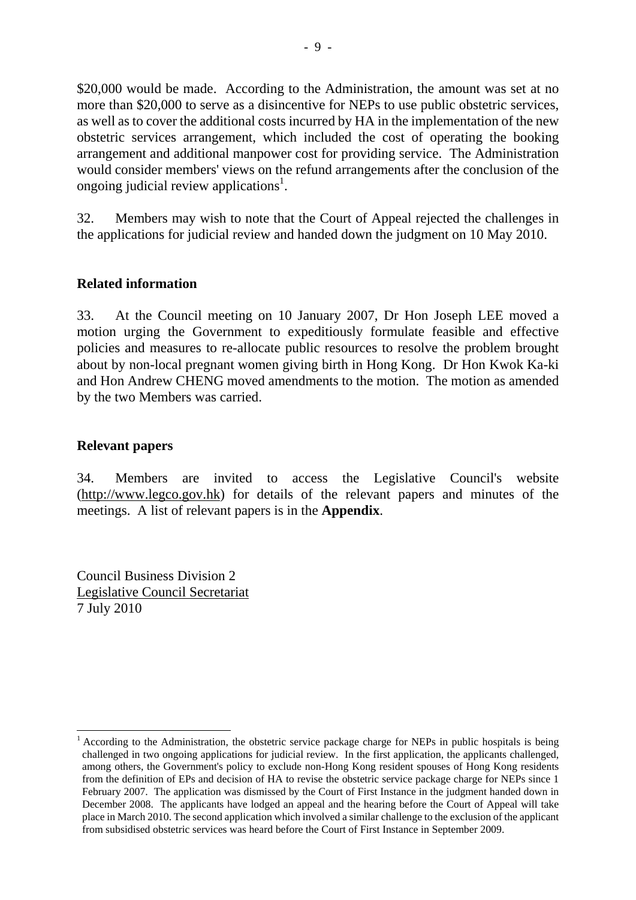$20,000 would be made. According to the Administration, the amount was set at no more than $20,000 to serve as a disincentive for NEPs to use public obstetric services, as well as to cover the additional costs incurred by HA in the implementation of the new obstetric services arrangement, which included the cost of operating the booking arrangement and additional manpower cost for providing service. The Administration would consider members' views on the refund arrangements after the conclusion of the ongoing judicial review applications[1].

32. Members may wish to note that the Court of Appeal rejected the challenges in the applications for judicial review and handed down the judgment on 10 May 2010.

## Related information

33. At the Council meeting on 10 January 2007, Dr Hon Joseph LEE moved a motion urging the Government to expeditiously formulate feasible and effective policies and measures to re-allocate public resources to resolve the problem brought about by non-local pregnant women giving birth in Hong Kong. Dr Hon Kwok Ka-ki and Hon Andrew CHENG moved amendments to the motion. The motion as amended by the two Members was carried.

## Relevant papers

34. Members are invited to access the Legislative Council's website (http://www.legco.gov.hk) for details of the relevant papers and minutes of the meetings. A list of relevant papers is in the **Appendix**.

Council Business Division 2
Legislative Council Secretariat
7 July 2010

---

[1] According to the Administration, the obstetric service package charge for NEPs in public hospitals is being challenged in two ongoing applications for judicial review. In the first application, the applicants challenged, among others, the Government's policy to exclude non-Hong Kong resident spouses of Hong Kong residents from the definition of EPs and decision of HA to revise the obstetric service package charge for NEPs since 1 February 2007. The application was dismissed by the Court of First Instance in the judgment handed down in December 2008. The applicants have lodged an appeal and the hearing before the Court of Appeal will take place in March 2010. The second application which involved a similar challenge to the exclusion of the applicant from subsidised obstetric services was heard before the Court of First Instance in September 2009.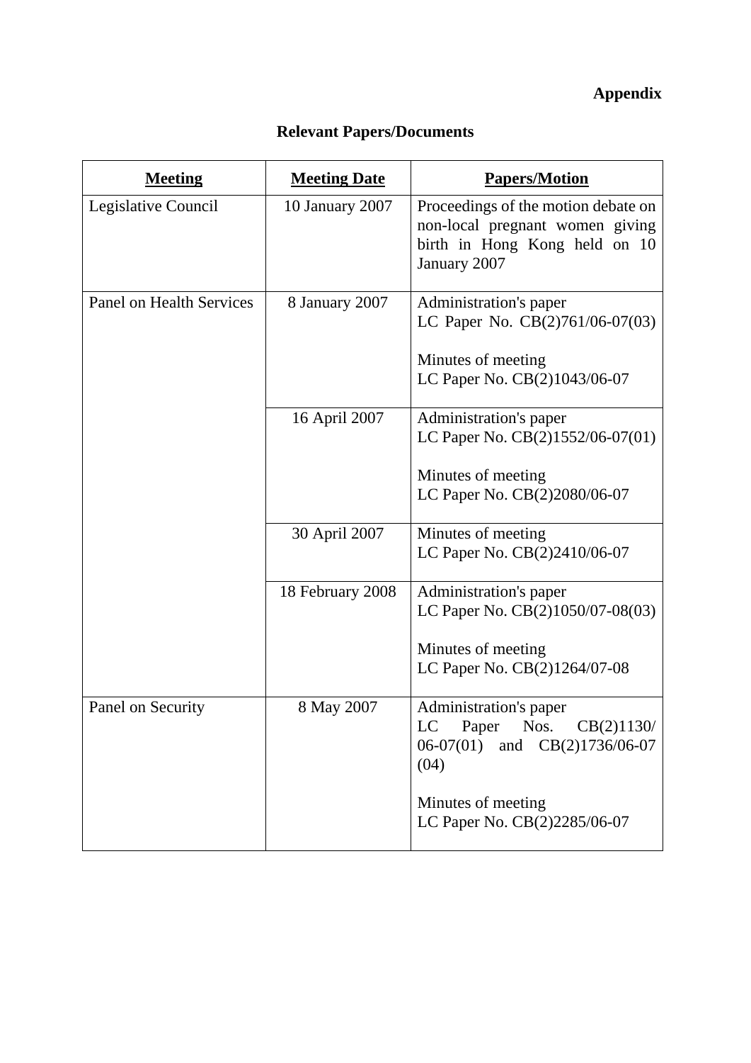**Appendix**

**Relevant Papers/Documents**

| **Meeting** | **Meeting Date** | **Papers/Motion** |
|---|---|---|
| Legislative Council | 10 January 2007 | Proceedings of the motion debate on non-local pregnant women giving birth in Hong Kong held on 10 January 2007 |
| Panel on Health Services | 8 January 2007 | Administration's paper<br>LC Paper No. CB(2)761/06-07(03)<br><br>Minutes of meeting<br>LC Paper No. CB(2)1043/06-07 |
| | 16 April 2007 | Administration's paper<br>LC Paper No. CB(2)1552/06-07(01)<br><br>Minutes of meeting<br>LC Paper No. CB(2)2080/06-07 |
| | 30 April 2007 | Minutes of meeting<br>LC Paper No. CB(2)2410/06-07 |
| | 18 February 2008 | Administration's paper<br>LC Paper No. CB(2)1050/07-08(03)<br><br>Minutes of meeting<br>LC Paper No. CB(2)1264/07-08 |
| Panel on Security | 8 May 2007 | Administration's paper<br>LC Paper Nos. CB(2)1130/06-07(01) and CB(2)1736/06-07(04)<br><br>Minutes of meeting<br>LC Paper No. CB(2)2285/06-07 |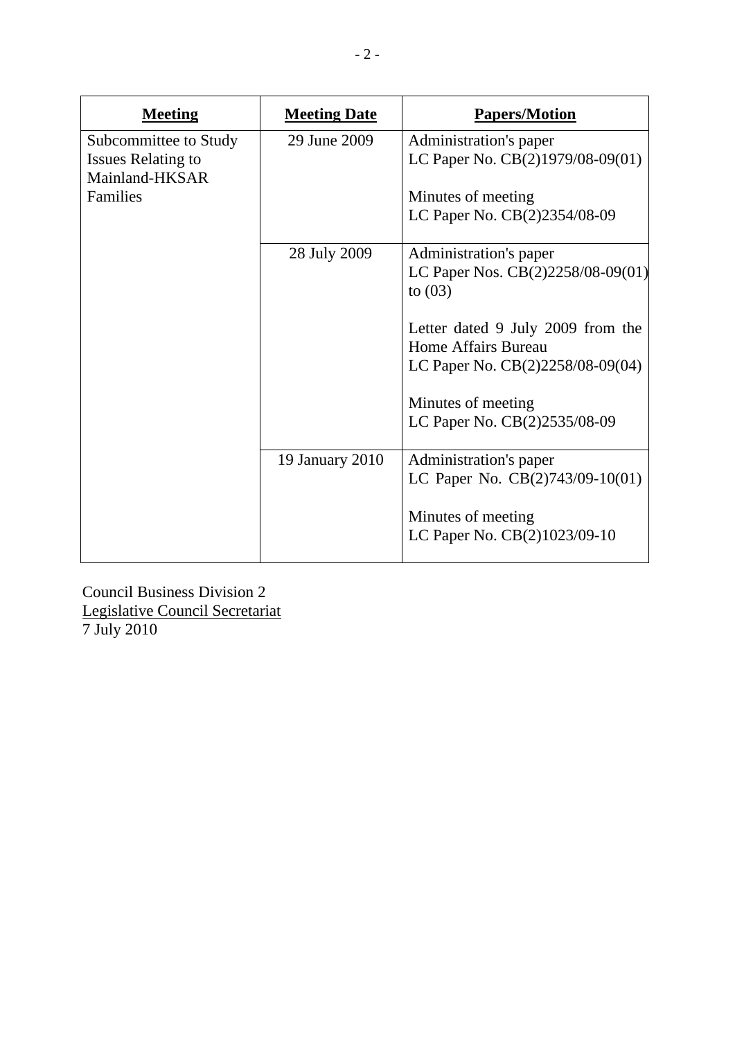| Meeting | Meeting Date | Papers/Motion |
|---|---|---|
| Subcommittee to Study Issues Relating to Mainland-HKSAR Families | 29 June 2009 | Administration's paper<br>LC Paper No. CB(2)1979/08-09(01)<br><br>Minutes of meeting<br>LC Paper No. CB(2)2354/08-09 |
| | 28 July 2009 | Administration's paper<br>LC Paper Nos. CB(2)2258/08-09(01) to (03)<br><br>Letter dated 9 July 2009 from the Home Affairs Bureau<br>LC Paper No. CB(2)2258/08-09(04)<br><br>Minutes of meeting<br>LC Paper No. CB(2)2535/08-09 |
| | 19 January 2010 | Administration's paper<br>LC Paper No. CB(2)743/09-10(01)<br><br>Minutes of meeting<br>LC Paper No. CB(2)1023/09-10 |

Council Business Division 2
Legislative Council Secretariat
7 July 2010